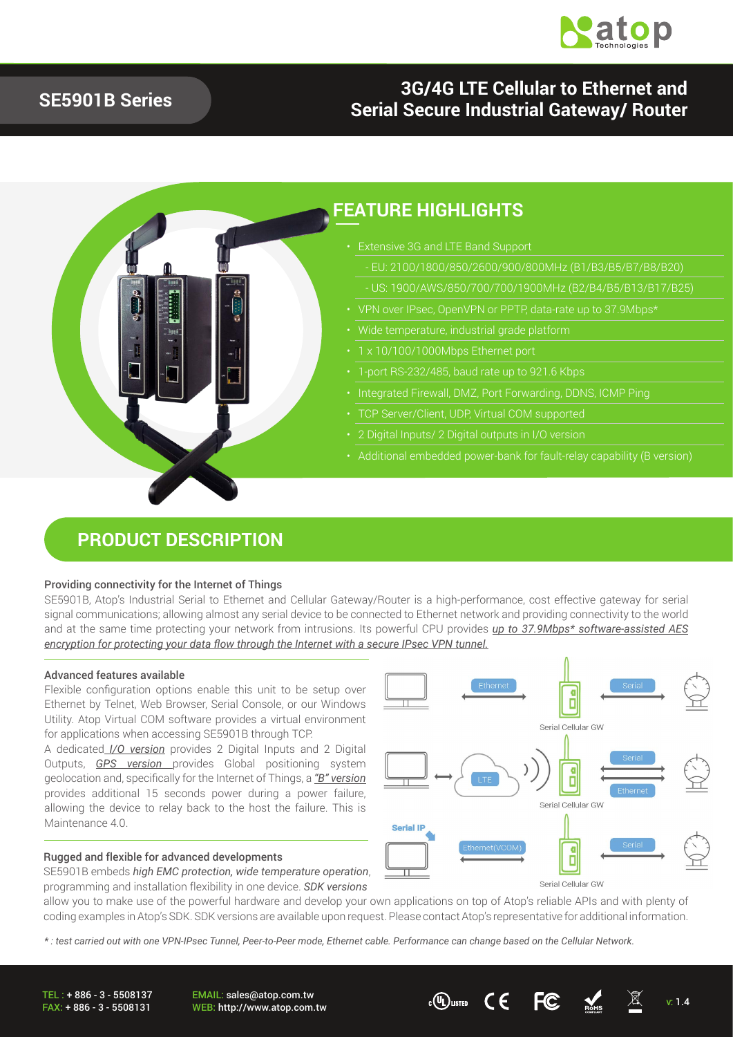# SE5901B Series

## 3G/4G LTE Cellular to Ethernet and Serial Secure Industrial Gateway/ Router

## FEATURE HIGHLIGHTS

- Extensive 3G and LTE Band Support
  - EU: 2100/1800/850/2600/900/800MHz (B1/B3/B5/B7/B8/B20)
  - US: 1900/AWS/850/700/700/1900MHz (B2/B4/B5/B13/B17/B25)
- VPN over IPsec, OpenVPN or PPTP, data-rate up to 37.9Mbps*
- Wide temperature, industrial grade platform
- 1 x 10/100/1000Mbps Ethernet port
- 1-port RS-232/485, baud rate up to 921.6 Kbps
- Integrated Firewall, DMZ, Port Forwarding, DDNS, ICMP Ping
- TCP Server/Client, UDP, Virtual COM supported
- 2 Digital Inputs/ 2 Digital outputs in I/O version
- Additional embedded power-bank for fault-relay capability (B version)

## PRODUCT DESCRIPTION

### Providing connectivity for the Internet of Things

SE5901B, Atop's Industrial Serial to Ethernet and Cellular Gateway/Router is a high-performance, cost effective gateway for serial signal communications; allowing almost any serial device to be connected to Ethernet network and providing connectivity to the world and at the same time protecting your network from intrusions. Its powerful CPU provides *up to 37.9Mbps* software-assisted AES encryption for protecting your data flow through the Internet with a secure IPsec VPN tunnel.*

### Advanced features available

Flexible configuration options enable this unit to be setup over Ethernet by Telnet, Web Browser, Serial Console, or our Windows Utility. Atop Virtual COM software provides a virtual environment for applications when accessing SE5901B through TCP.

A dedicated *I/O version* provides 2 Digital Inputs and 2 Digital Outputs, *GPS version* provides Global positioning system geolocation and, specifically for the Internet of Things, a *"B" version* provides additional 15 seconds power during a power failure, allowing the device to relay back to the host the failure. This is Maintenance 4.0.

Ethernet — Serial — Serial Cellular GW

LTE — Serial — Ethernet — Serial Cellular GW

Serial IP — Ethernet(VCOM) — Serial — Serial Cellular GW

### Rugged and flexible for advanced developments

SE5901B embeds *high EMC protection, wide temperature operation*, programming and installation flexibility in one device. *SDK versions* allow you to make use of the powerful hardware and develop your own applications on top of Atop's reliable APIs and with plenty of coding examples in Atop's SDK. SDK versions are available upon request. Please contact Atop's representative for additional information.

*\* : test carried out with one VPN-IPsec Tunnel, Peer-to-Peer mode, Ethernet cable. Performance can change based on the Cellular Network.*

TEL : + 886 - 3 - 5508137
FAX: + 886 - 3 - 5508131

EMAIL: sales@atop.com.tw
WEB: http://www.atop.com.tw

v: 1.4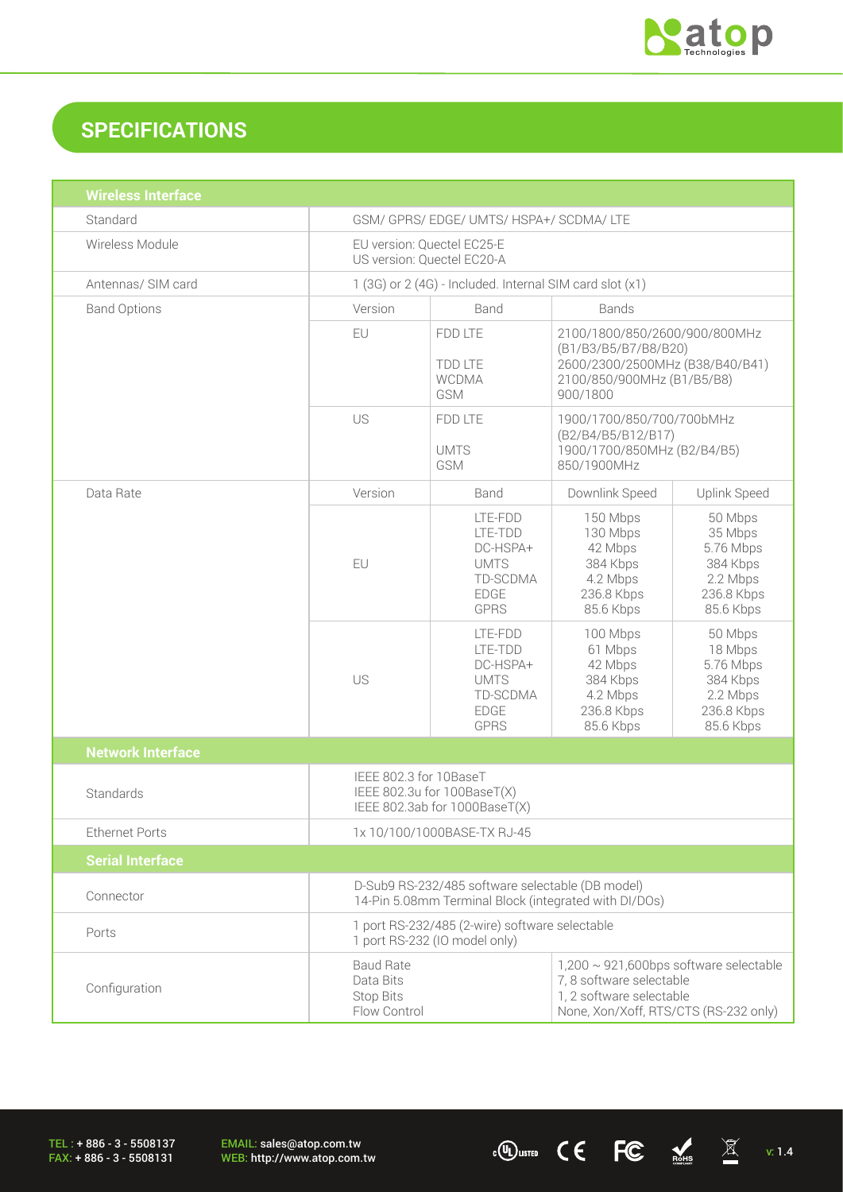## SPECIFICATIONS

| Wireless Interface | | | | |
|---|---|---|---|---|
| Standard | GSM/ GPRS/ EDGE/ UMTS/ HSPA+/ SCDMA/ LTE | | | |
| Wireless Module | EU version: Quectel EC25-E<br>US version: Quectel EC20-A | | | |
| Antennas/ SIM card | 1 (3G) or 2 (4G) - Included. Internal SIM card slot (x1) | | | |
| Band Options | Version | Band | Bands | |
| | EU | FDD LTE<br><br>TDD LTE<br>WCDMA<br>GSM | 2100/1800/850/2600/900/800MHz (B1/B3/B5/B7/B8/B20)<br>2600/2300/2500MHz (B38/B40/B41)<br>2100/850/900MHz (B1/B5/B8)<br>900/1800 | |
| | US | FDD LTE<br><br>UMTS<br>GSM | 1900/1700/850/700/700bMHz (B2/B4/B5/B12/B17)<br>1900/1700/850MHz (B2/B4/B5)<br>850/1900MHz | |
| Data Rate | Version | Band | Downlink Speed | Uplink Speed |
| | EU | LTE-FDD<br>LTE-TDD<br>DC-HSPA+<br>UMTS<br>TD-SCDMA<br>EDGE<br>GPRS | 150 Mbps<br>130 Mbps<br>42 Mbps<br>384 Kbps<br>4.2 Mbps<br>236.8 Kbps<br>85.6 Kbps | 50 Mbps<br>35 Mbps<br>5.76 Mbps<br>384 Kbps<br>2.2 Mbps<br>236.8 Kbps<br>85.6 Kbps |
| | US | LTE-FDD<br>LTE-TDD<br>DC-HSPA+<br>UMTS<br>TD-SCDMA<br>EDGE<br>GPRS | 100 Mbps<br>61 Mbps<br>42 Mbps<br>384 Kbps<br>4.2 Mbps<br>236.8 Kbps<br>85.6 Kbps | 50 Mbps<br>18 Mbps<br>5.76 Mbps<br>384 Kbps<br>2.2 Mbps<br>236.8 Kbps<br>85.6 Kbps |
| **Network Interface** | | | | |
| Standards | IEEE 802.3 for 10BaseT<br>IEEE 802.3u for 100BaseT(X)<br>IEEE 802.3ab for 1000BaseT(X) | | | |
| Ethernet Ports | 1x 10/100/1000BASE-TX RJ-45 | | | |
| **Serial Interface** | | | | |
| Connector | D-Sub9 RS-232/485 software selectable (DB model)<br>14-Pin 5.08mm Terminal Block (integrated with DI/DOs) | | | |
| Ports | 1 port RS-232/485 (2-wire) software selectable<br>1 port RS-232 (IO model only) | | | |
| Configuration | Baud Rate<br>Data Bits<br>Stop Bits<br>Flow Control | | 1,200 ~ 921,600bps software selectable<br>7, 8 software selectable<br>1, 2 software selectable<br>None, Xon/Xoff, RTS/CTS (RS-232 only) | |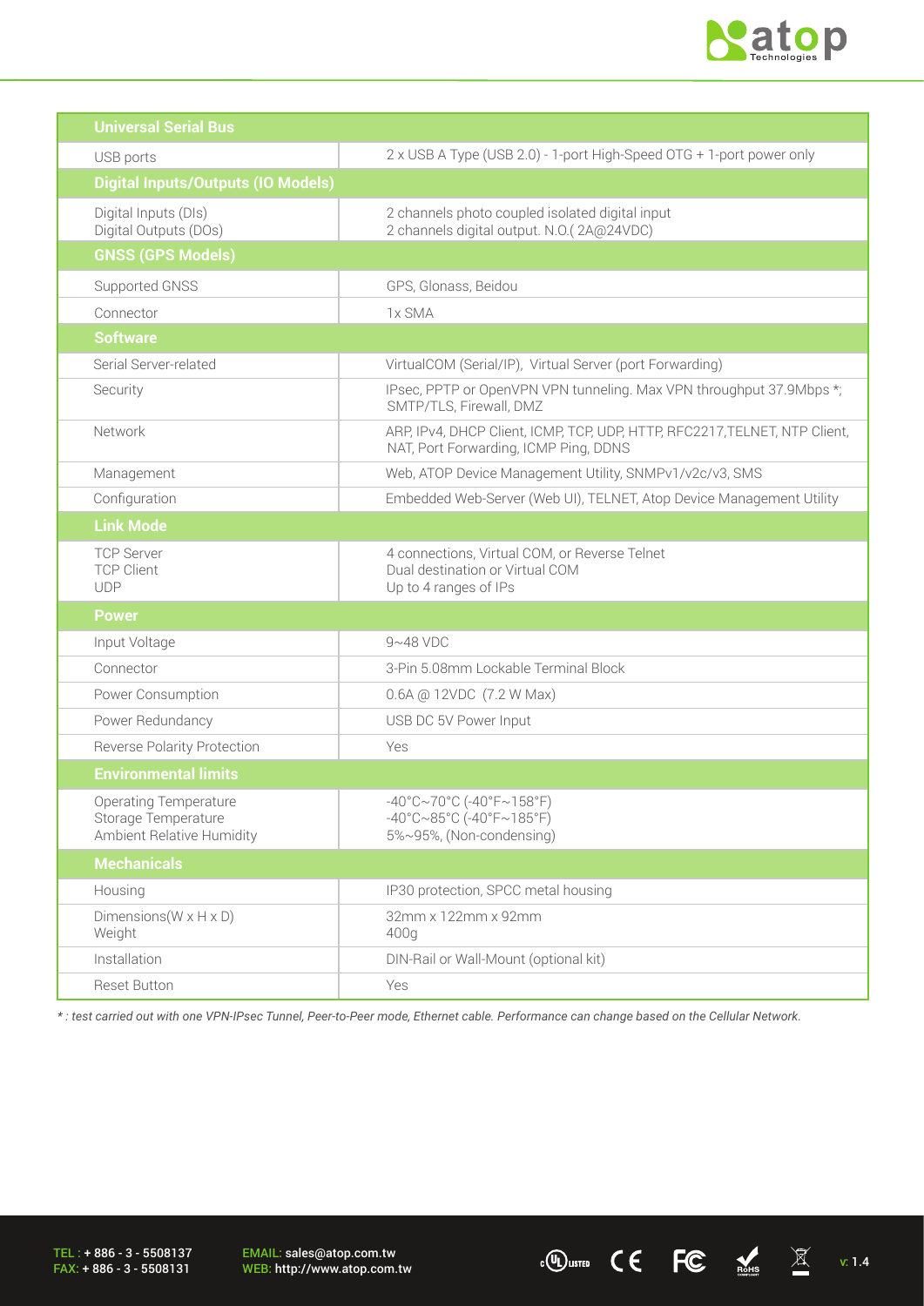| Universal Serial Bus | |
|---|---|
| USB ports | 2 x USB A Type (USB 2.0) - 1-port High-Speed OTG + 1-port power only |
| **Digital Inputs/Outputs (IO Models)** | |
| Digital Inputs (DIs)<br>Digital Outputs (DOs) | 2 channels photo coupled isolated digital input<br>2 channels digital output. N.O.( 2A@24VDC) |
| **GNSS (GPS Models)** | |
| Supported GNSS | GPS, Glonass, Beidou |
| Connector | 1x SMA |
| **Software** | |
| Serial Server-related | VirtualCOM (Serial/IP), Virtual Server (port Forwarding) |
| Security | IPsec, PPTP or OpenVPN VPN tunneling. Max VPN throughput 37.9Mbps *; SMTP/TLS, Firewall, DMZ |
| Network | ARP, IPv4, DHCP Client, ICMP, TCP, UDP, HTTP, RFC2217,TELNET, NTP Client, NAT, Port Forwarding, ICMP Ping, DDNS |
| Management | Web, ATOP Device Management Utility, SNMPv1/v2c/v3, SMS |
| Configuration | Embedded Web-Server (Web UI), TELNET, Atop Device Management Utility |
| **Link Mode** | |
| TCP Server<br>TCP Client<br>UDP | 4 connections, Virtual COM, or Reverse Telnet<br>Dual destination or Virtual COM<br>Up to 4 ranges of IPs |
| **Power** | |
| Input Voltage | 9~48 VDC |
| Connector | 3-Pin 5.08mm Lockable Terminal Block |
| Power Consumption | 0.6A @ 12VDC (7.2 W Max) |
| Power Redundancy | USB DC 5V Power Input |
| Reverse Polarity Protection | Yes |
| **Environmental limits** | |
| Operating Temperature<br>Storage Temperature<br>Ambient Relative Humidity | -40°C~70°C (-40°F~158°F)<br>-40°C~85°C (-40°F~185°F)<br>5%~95%, (Non-condensing) |
| **Mechanicals** | |
| Housing | IP30 protection, SPCC metal housing |
| Dimensions(W x H x D)<br>Weight | 32mm x 122mm x 92mm<br>400g |
| Installation | DIN-Rail or Wall-Mount (optional kit) |
| Reset Button | Yes |

*\* : test carried out with one VPN-IPsec Tunnel, Peer-to-Peer mode, Ethernet cable. Performance can change based on the Cellular Network.*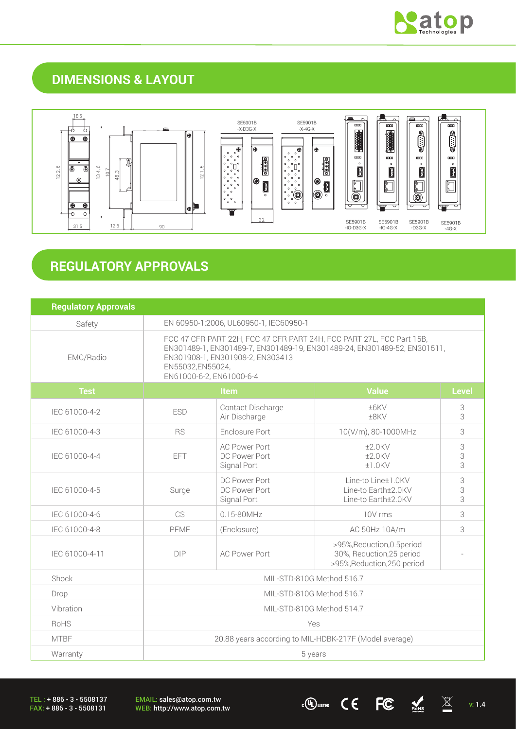## DIMENSIONS & LAYOUT

## REGULATORY APPROVALS

| Regulatory Approvals | | | | |
|---|---|---|---|---|
| Safety | EN 60950-1:2006, UL60950-1, IEC60950-1 | | | |
| EMC/Radio | FCC 47 CFR PART 22H, FCC 47 CFR PART 24H, FCC PART 27L, FCC Part 15B, EN301489-1, EN301489-7, EN301489-19, EN301489-24, EN301489-52, EN301511, EN301908-1, EN301908-2, EN303413 EN55032,EN55024, EN61000-6-2, EN61000-6-4 | | | |
| **Test** | **Item** | | **Value** | **Level** |
| IEC 61000-4-2 | ESD | Contact Discharge<br>Air Discharge | ±6KV<br>±8KV | 3<br>3 |
| IEC 61000-4-3 | RS | Enclosure Port | 10(V/m), 80-1000MHz | 3 |
| IEC 61000-4-4 | EFT | AC Power Port<br>DC Power Port<br>Signal Port | ±2.0KV<br>±2.0KV<br>±1.0KV | 3<br>3<br>3 |
| IEC 61000-4-5 | Surge | DC Power Port<br>DC Power Port<br>Signal Port | Line-to Line±1.0KV<br>Line-to Earth±2.0KV<br>Line-to Earth±2.0KV | 3<br>3<br>3 |
| IEC 61000-4-6 | CS | 0.15-80MHz | 10V rms | 3 |
| IEC 61000-4-8 | PFMF | (Enclosure) | AC 50Hz 10A/m | 3 |
| IEC 61000-4-11 | DIP | AC Power Port | >95%,Reduction,0.5period<br>30%, Reduction,25 period<br>>95%,Reduction,250 period | - |
| Shock | MIL-STD-810G Method 516.7 | | | |
| Drop | MIL-STD-810G Method 516.7 | | | |
| Vibration | MIL-STD-810G Method 514.7 | | | |
| RoHS | Yes | | | |
| MTBF | 20.88 years according to MIL-HDBK-217F (Model average) | | | |
| Warranty | 5 years | | | |

TEL : + 886 - 3 - 5508137
FAX: + 886 - 3 - 5508131

EMAIL: sales@atop.com.tw
WEB: http://www.atop.com.tw

v: 1.4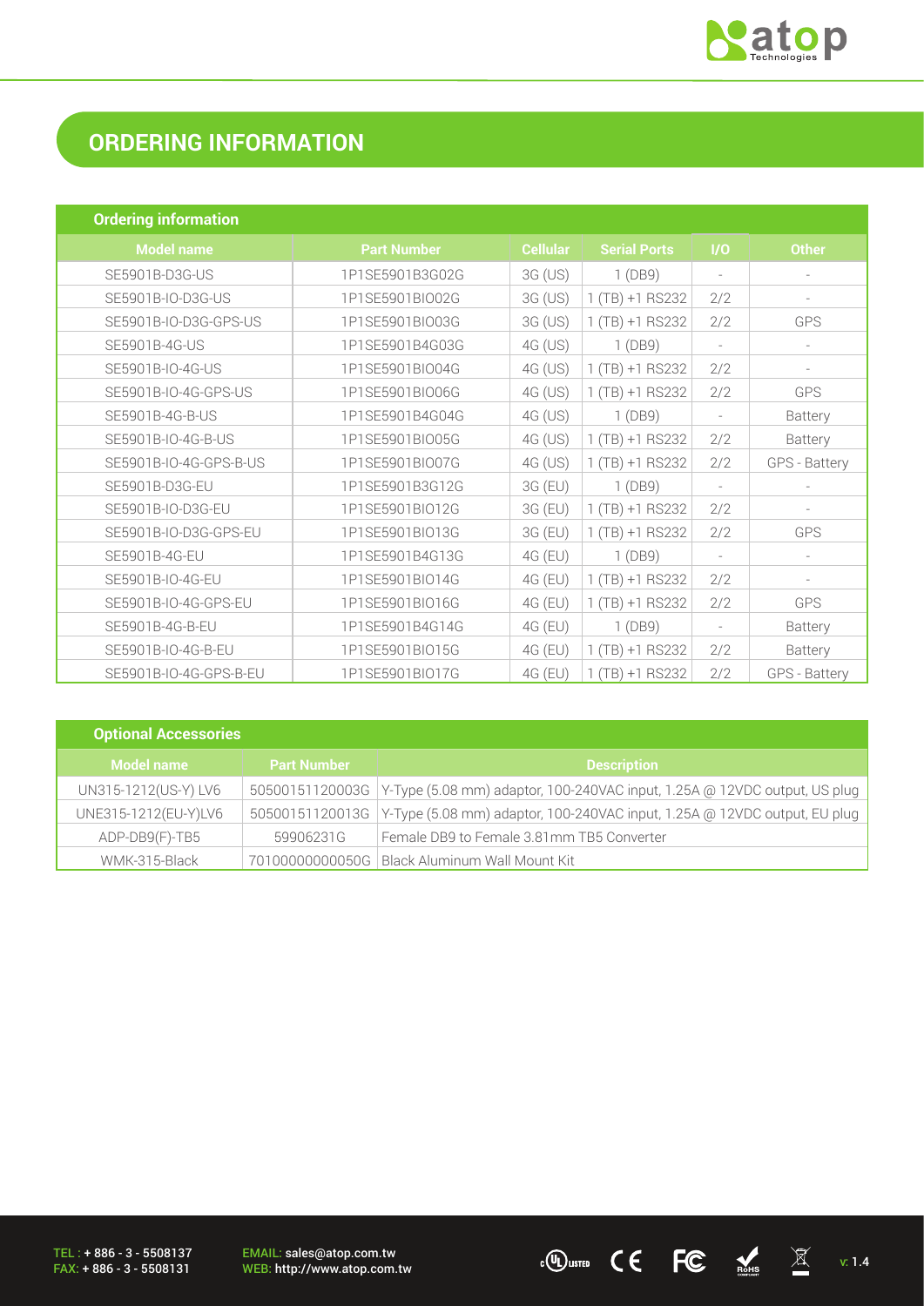# ORDERING INFORMATION

**Ordering information**

| Model name | Part Number | Cellular | Serial Ports | I/O | Other |
|---|---|---|---|---|---|
| SE5901B-D3G-US | 1P1SE5901B3G02G | 3G (US) | 1 (DB9) | - | - |
| SE5901B-IO-D3G-US | 1P1SE5901BIO02G | 3G (US) | 1 (TB) +1 RS232 | 2/2 | - |
| SE5901B-IO-D3G-GPS-US | 1P1SE5901BIO03G | 3G (US) | 1 (TB) +1 RS232 | 2/2 | GPS |
| SE5901B-4G-US | 1P1SE5901B4G03G | 4G (US) | 1 (DB9) | - | - |
| SE5901B-IO-4G-US | 1P1SE5901BIO04G | 4G (US) | 1 (TB) +1 RS232 | 2/2 | - |
| SE5901B-IO-4G-GPS-US | 1P1SE5901BIO06G | 4G (US) | 1 (TB) +1 RS232 | 2/2 | GPS |
| SE5901B-4G-B-US | 1P1SE5901B4G04G | 4G (US) | 1 (DB9) | - | Battery |
| SE5901B-IO-4G-B-US | 1P1SE5901BIO05G | 4G (US) | 1 (TB) +1 RS232 | 2/2 | Battery |
| SE5901B-IO-4G-GPS-B-US | 1P1SE5901BIO07G | 4G (US) | 1 (TB) +1 RS232 | 2/2 | GPS - Battery |
| SE5901B-D3G-EU | 1P1SE5901B3G12G | 3G (EU) | 1 (DB9) | - | - |
| SE5901B-IO-D3G-EU | 1P1SE5901BIO12G | 3G (EU) | 1 (TB) +1 RS232 | 2/2 | - |
| SE5901B-IO-D3G-GPS-EU | 1P1SE5901BIO13G | 3G (EU) | 1 (TB) +1 RS232 | 2/2 | GPS |
| SE5901B-4G-EU | 1P1SE5901B4G13G | 4G (EU) | 1 (DB9) | - | - |
| SE5901B-IO-4G-EU | 1P1SE5901BIO14G | 4G (EU) | 1 (TB) +1 RS232 | 2/2 | - |
| SE5901B-IO-4G-GPS-EU | 1P1SE5901BIO16G | 4G (EU) | 1 (TB) +1 RS232 | 2/2 | GPS |
| SE5901B-4G-B-EU | 1P1SE5901B4G14G | 4G (EU) | 1 (DB9) | - | Battery |
| SE5901B-IO-4G-B-EU | 1P1SE5901BIO15G | 4G (EU) | 1 (TB) +1 RS232 | 2/2 | Battery |
| SE5901B-IO-4G-GPS-B-EU | 1P1SE5901BIO17G | 4G (EU) | 1 (TB) +1 RS232 | 2/2 | GPS - Battery |

**Optional Accessories**

| Model name | Part Number | Description |
|---|---|---|
| UN315-1212(US-Y) LV6 | 50500151120003G | Y-Type (5.08 mm) adaptor, 100-240VAC input, 1.25A @ 12VDC output, US plug |
| UNE315-1212(EU-Y)LV6 | 50500151120013G | Y-Type (5.08 mm) adaptor, 100-240VAC input, 1.25A @ 12VDC output, EU plug |
| ADP-DB9(F)-TB5 | 59906231G | Female DB9 to Female 3.81mm TB5 Converter |
| WMK-315-Black | 70100000000050G | Black Aluminum Wall Mount Kit |

TEL : + 886 - 3 - 5508137
FAX: + 886 - 3 - 5508131

EMAIL: sales@atop.com.tw
WEB: http://www.atop.com.tw

v: 1.4